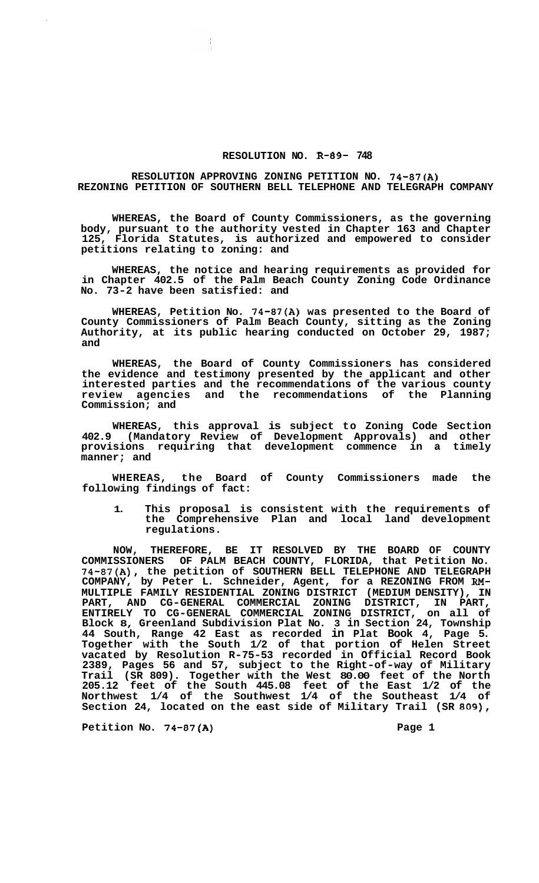# RESOLUTION NO. R-89- 748

## RESOLUTION APPROVING ZONING PETITION NO. 74-87(A) REZONING PETITION OF SOUTHERN BELL TELEPHONE AND TELEGRAPH COMPANY

**WHEREAS, the Board of County Commissioners, as the governing body, pursuant to the authority vested in Chapter 163 and Chapter 125, Florida Statutes, is authorized and empowered to consider petitions relating to zoning: and**

**WHEREAS, the notice and hearing requirements as provided for in Chapter 402.5 of the Palm Beach County Zoning Code Ordinance No. 73-2 have been satisfied: and**

**WHEREAS, Petition No. 74-87(A) was presented to the Board of County Commissioners of Palm Beach County, sitting as the Zoning Authority, at its public hearing conducted on October 29, 1987; and**

**WHEREAS, the Board of County Commissioners has considered the evidence and testimony presented by the applicant and other interested parties and the recommendations of the various county review agencies and the recommendations of the Planning Commission; and**

**WHEREAS, this approval is subject to Zoning Code Section 402.9 (Mandatory Review of Development Approvals) and other provisions requiring that development commence in a timely manner; and**

**WHEREAS, the Board of County Commissioners made the following findings of fact:**

1. **This proposal is consistent with the requirements of the Comprehensive Plan and local land development regulations.**

**NOW, THEREFORE, BE IT RESOLVED BY THE BOARD OF COUNTY COMMISSIONERS OF PALM BEACH COUNTY, FLORIDA, that Petition No. 74-87(A), the petition of SOUTHERN BELL TELEPHONE AND TELEGRAPH COMPANY, by Peter L. Schneider, Agent, for a REZONING FROM RM-MULTIPLE FAMILY RESIDENTIAL ZONING DISTRICT (MEDIUM DENSITY), IN PART, AND CG-GENERAL COMMERCIAL ZONING DISTRICT, IN PART, ENTIRELY TO CG-GENERAL COMMERCIAL ZONING DISTRICT, on all of Block 8, Greenland Subdivision Plat No. 3 in Section 24, Township 44 South, Range 42 East as recorded in Plat Book 4, Page 5. Together with the South 1/2 of that portion of Helen Street vacated by Resolution R-75-53 recorded in Official Record Book 2389, Pages 56 and 57, subject to the Right-of-way of Military Trail (SR 809). Together with the West 80.00 feet of the North 205.12 feet of the South 445.08 feet of the East 1/2 of the Northwest 1/4 of the Southwest 1/4 of the Southeast 1/4 of Section 24, located on the east side of Military Trail (SR 809),**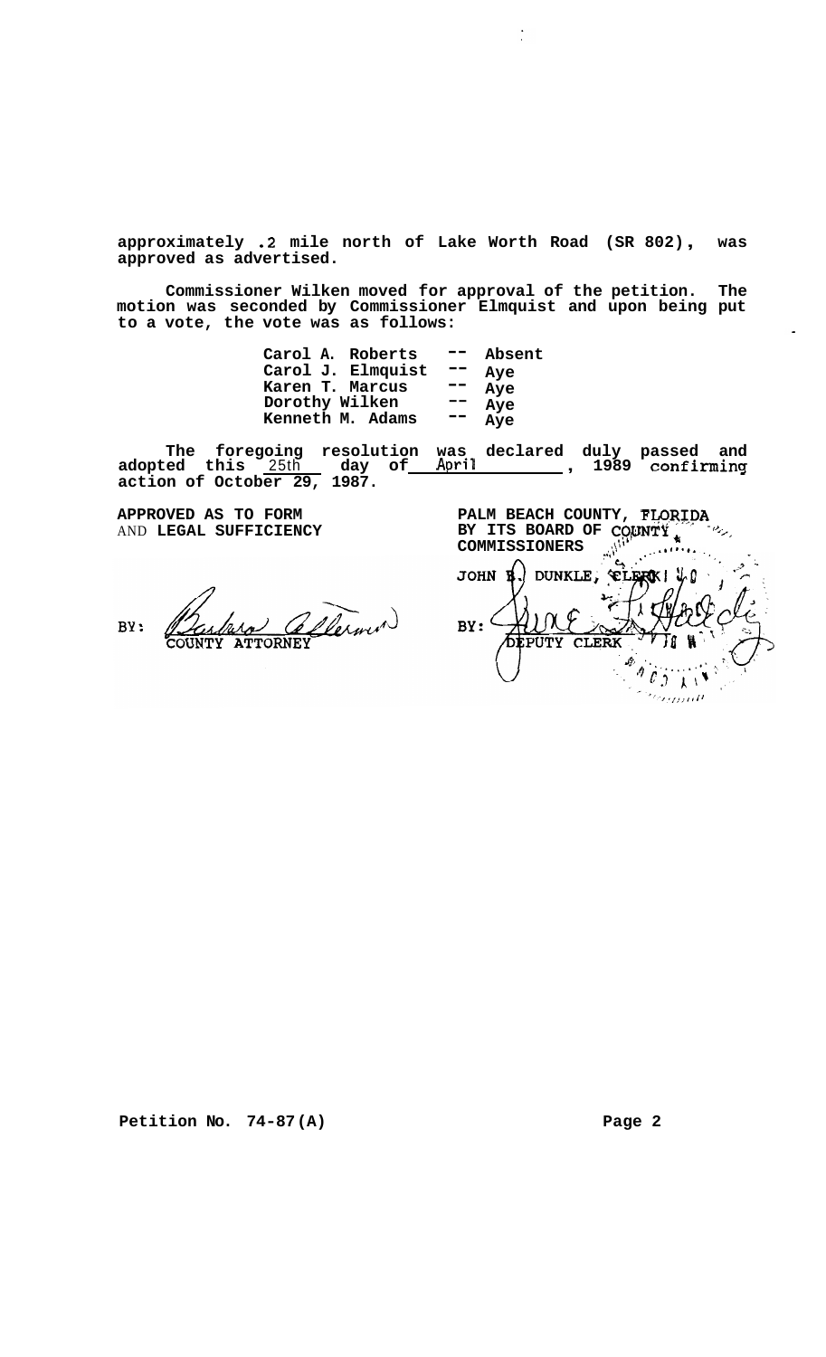approximately .2 mile north of Lake Worth Road (SR 802), was approved as advertised.

Commissioner Wilken moved for approval of the petition. The motion was seconded by Commissioner Elmquist and upon being put to a vote, the vote was as follows:

| | | |
|---|---|---|
| Carol A. Roberts | -- | Absent |
| Carol J. Elmquist | -- | Aye |
| Karen T. Marcus | -- | Aye |
| Dorothy Wilken | -- | Aye |
| Kenneth M. Adams | -- | Aye |

The foregoing resolution was declared duly passed and adopted this 25th day of April, 1989 confirming action of October 29, 1987.

APPROVED AS TO FORM
AND LEGAL SUFFICIENCY

BY: COUNTY ATTORNEY

PALM BEACH COUNTY, FLORIDA
BY ITS BOARD OF COUNTY
COMMISSIONERS

JOHN B. DUNKLE, CLERK

BY: DEPUTY CLERK

Petition No. 74-87(A)